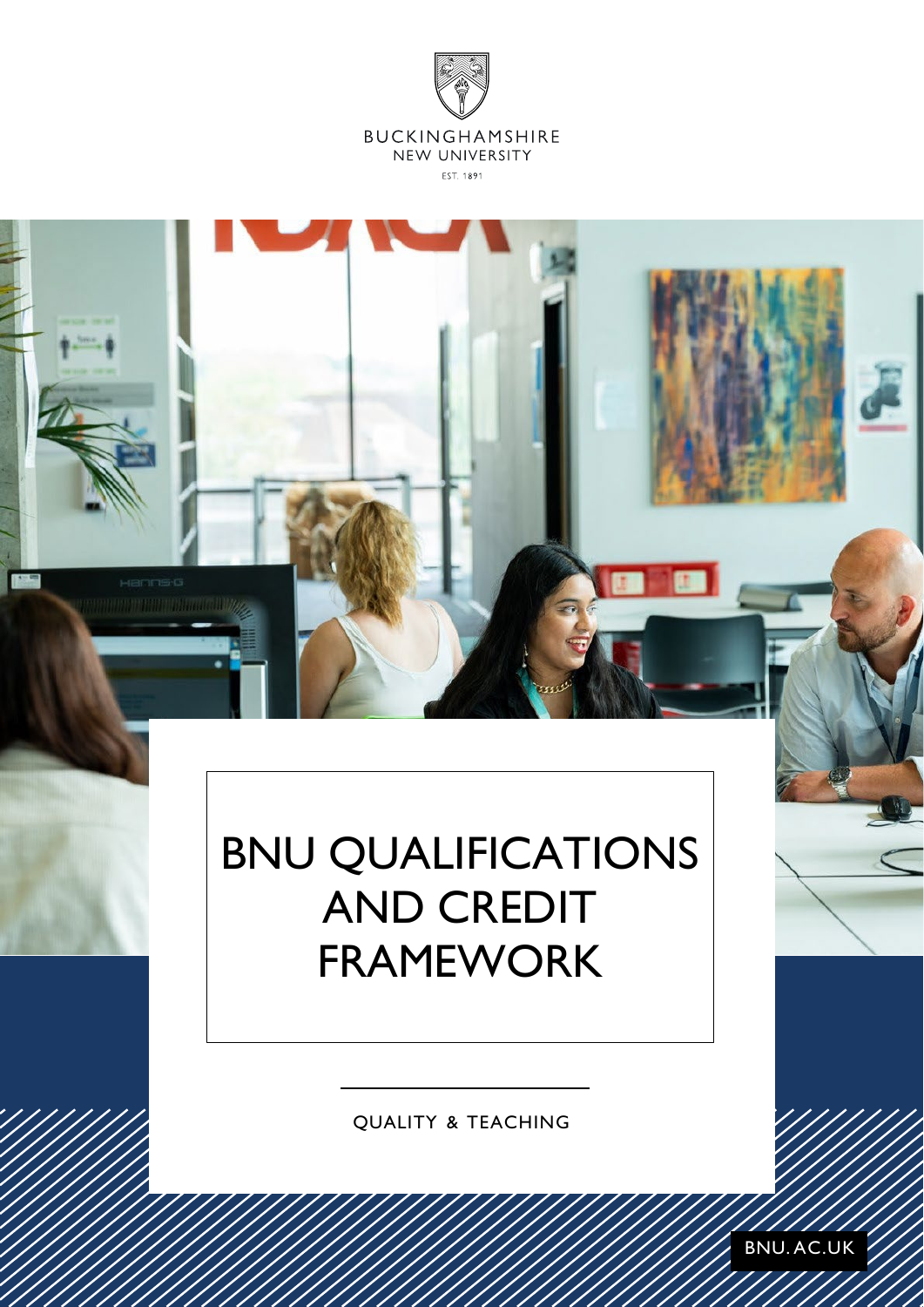BUCKINGHAMSHIRE
NEW UNIVERSITY
EST. 1891

# BNU QUALIFICATIONS AND CREDIT FRAMEWORK

QUALITY & TEACHING

BNU.AC.UK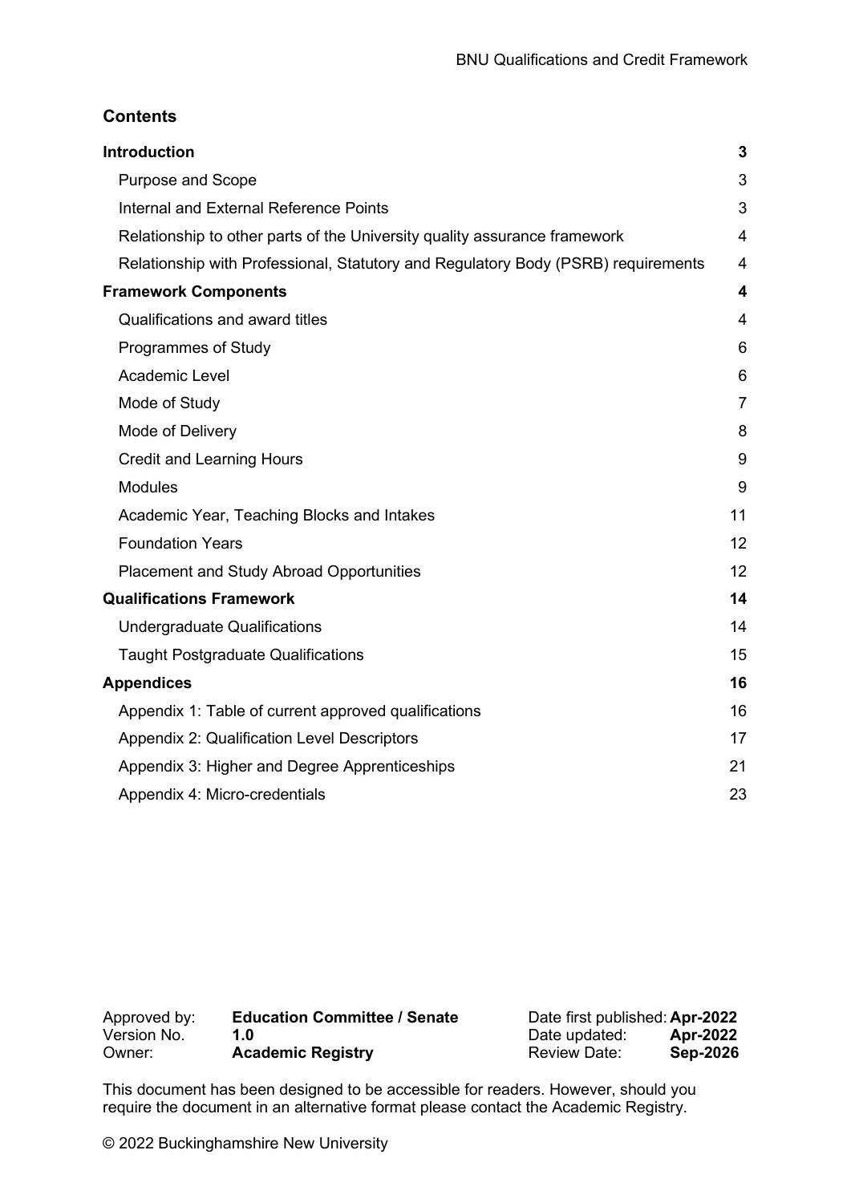## Contents

| | |
|---|---|
| **Introduction** | **3** |
| Purpose and Scope | 3 |
| Internal and External Reference Points | 3 |
| Relationship to other parts of the University quality assurance framework | 4 |
| Relationship with Professional, Statutory and Regulatory Body (PSRB) requirements | 4 |
| **Framework Components** | **4** |
| Qualifications and award titles | 4 |
| Programmes of Study | 6 |
| Academic Level | 6 |
| Mode of Study | 7 |
| Mode of Delivery | 8 |
| Credit and Learning Hours | 9 |
| Modules | 9 |
| Academic Year, Teaching Blocks and Intakes | 11 |
| Foundation Years | 12 |
| Placement and Study Abroad Opportunities | 12 |
| **Qualifications Framework** | **14** |
| Undergraduate Qualifications | 14 |
| Taught Postgraduate Qualifications | 15 |
| **Appendices** | **16** |
| Appendix 1: Table of current approved qualifications | 16 |
| Appendix 2: Qualification Level Descriptors | 17 |
| Appendix 3: Higher and Degree Apprenticeships | 21 |
| Appendix 4: Micro-credentials | 23 |

| | | | |
|---|---|---|---|
| Approved by: | **Education Committee / Senate** | Date first published: | **Apr-2022** |
| Version No. | **1.0** | Date updated: | **Apr-2022** |
| Owner: | **Academic Registry** | Review Date: | **Sep-2026** |

This document has been designed to be accessible for readers. However, should you require the document in an alternative format please contact the Academic Registry.

© 2022 Buckinghamshire New University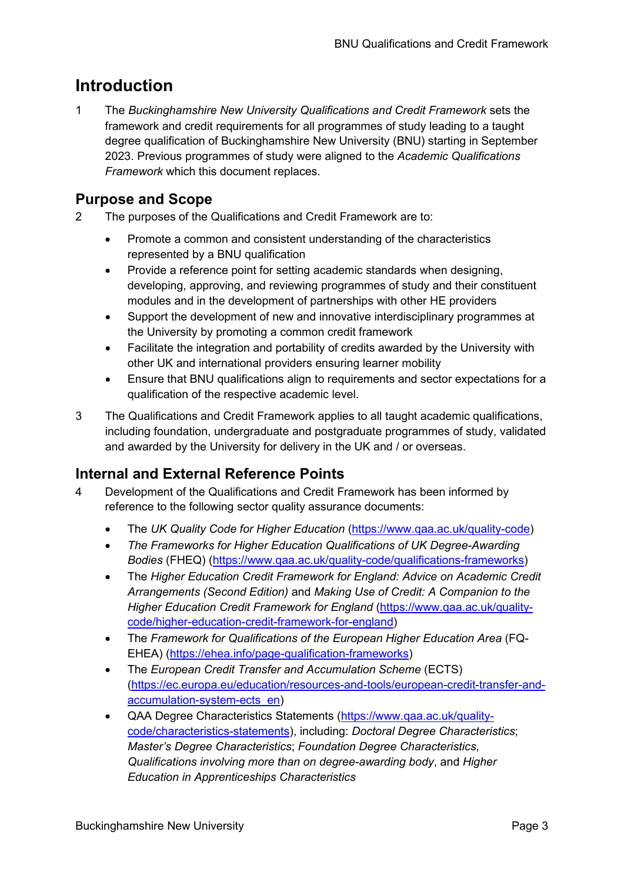# Introduction

1 The *Buckinghamshire New University Qualifications and Credit Framework* sets the framework and credit requirements for all programmes of study leading to a taught degree qualification of Buckinghamshire New University (BNU) starting in September 2023. Previous programmes of study were aligned to the *Academic Qualifications Framework* which this document replaces.

## Purpose and Scope

2 The purposes of the Qualifications and Credit Framework are to:

- Promote a common and consistent understanding of the characteristics represented by a BNU qualification
- Provide a reference point for setting academic standards when designing, developing, approving, and reviewing programmes of study and their constituent modules and in the development of partnerships with other HE providers
- Support the development of new and innovative interdisciplinary programmes at the University by promoting a common credit framework
- Facilitate the integration and portability of credits awarded by the University with other UK and international providers ensuring learner mobility
- Ensure that BNU qualifications align to requirements and sector expectations for a qualification of the respective academic level.

3 The Qualifications and Credit Framework applies to all taught academic qualifications, including foundation, undergraduate and postgraduate programmes of study, validated and awarded by the University for delivery in the UK and / or overseas.

## Internal and External Reference Points

4 Development of the Qualifications and Credit Framework has been informed by reference to the following sector quality assurance documents:

- The *UK Quality Code for Higher Education* (https://www.qaa.ac.uk/quality-code)
- *The Frameworks for Higher Education Qualifications of UK Degree-Awarding Bodies* (FHEQ) (https://www.qaa.ac.uk/quality-code/qualifications-frameworks)
- The *Higher Education Credit Framework for England: Advice on Academic Credit Arrangements (Second Edition)* and *Making Use of Credit: A Companion to the Higher Education Credit Framework for England* (https://www.qaa.ac.uk/quality-code/higher-education-credit-framework-for-england)
- The *Framework for Qualifications of the European Higher Education Area* (FQ-EHEA) (https://ehea.info/page-qualification-frameworks)
- The *European Credit Transfer and Accumulation Scheme* (ECTS) (https://ec.europa.eu/education/resources-and-tools/european-credit-transfer-and-accumulation-system-ects_en)
- QAA Degree Characteristics Statements (https://www.qaa.ac.uk/quality-code/characteristics-statements), including: *Doctoral Degree Characteristics*; *Master's Degree Characteristics*; *Foundation Degree Characteristics*, *Qualifications involving more than on degree-awarding body*, and *Higher Education in Apprenticeships Characteristics*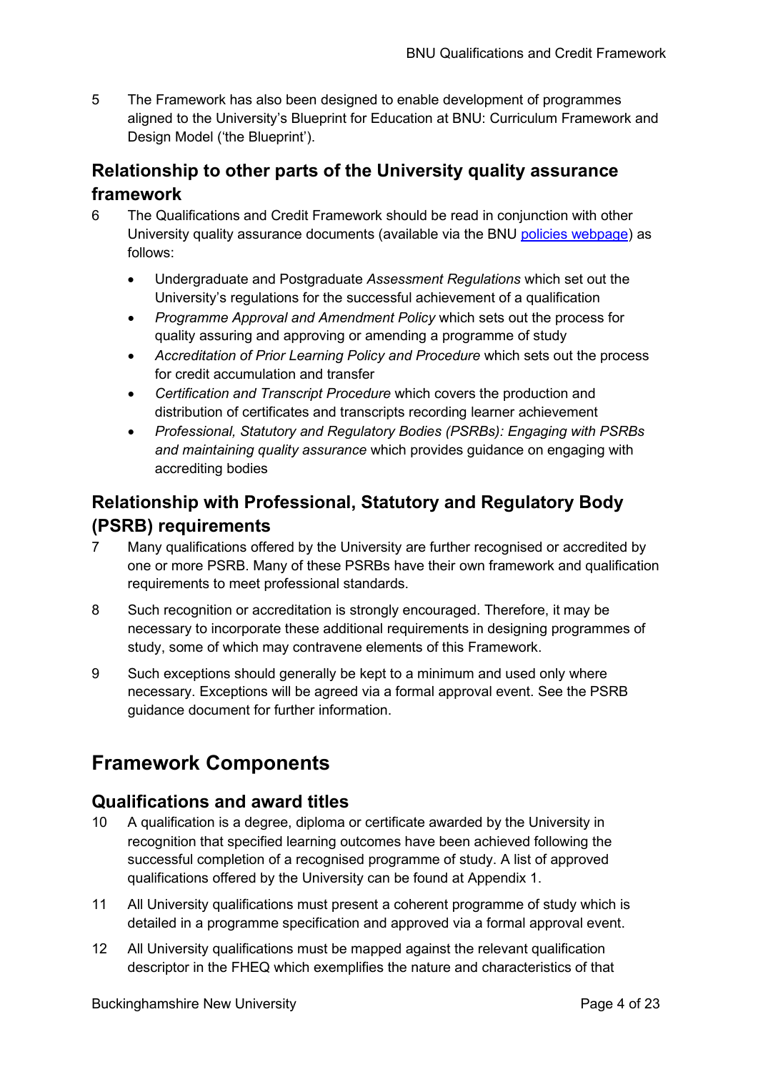5 The Framework has also been designed to enable development of programmes aligned to the University's Blueprint for Education at BNU: Curriculum Framework and Design Model ('the Blueprint').

## Relationship to other parts of the University quality assurance framework

6 The Qualifications and Credit Framework should be read in conjunction with other University quality assurance documents (available via the BNU [policies webpage]) as follows:

- Undergraduate and Postgraduate *Assessment Regulations* which set out the University's regulations for the successful achievement of a qualification
- *Programme Approval and Amendment Policy* which sets out the process for quality assuring and approving or amending a programme of study
- *Accreditation of Prior Learning Policy and Procedure* which sets out the process for credit accumulation and transfer
- *Certification and Transcript Procedure* which covers the production and distribution of certificates and transcripts recording learner achievement
- *Professional, Statutory and Regulatory Bodies (PSRBs): Engaging with PSRBs and maintaining quality assurance* which provides guidance on engaging with accrediting bodies

## Relationship with Professional, Statutory and Regulatory Body (PSRB) requirements

7 Many qualifications offered by the University are further recognised or accredited by one or more PSRB. Many of these PSRBs have their own framework and qualification requirements to meet professional standards.

8 Such recognition or accreditation is strongly encouraged. Therefore, it may be necessary to incorporate these additional requirements in designing programmes of study, some of which may contravene elements of this Framework.

9 Such exceptions should generally be kept to a minimum and used only where necessary. Exceptions will be agreed via a formal approval event. See the PSRB guidance document for further information.

# Framework Components

## Qualifications and award titles

10 A qualification is a degree, diploma or certificate awarded by the University in recognition that specified learning outcomes have been achieved following the successful completion of a recognised programme of study. A list of approved qualifications offered by the University can be found at Appendix 1.

11 All University qualifications must present a coherent programme of study which is detailed in a programme specification and approved via a formal approval event.

12 All University qualifications must be mapped against the relevant qualification descriptor in the FHEQ which exemplifies the nature and characteristics of that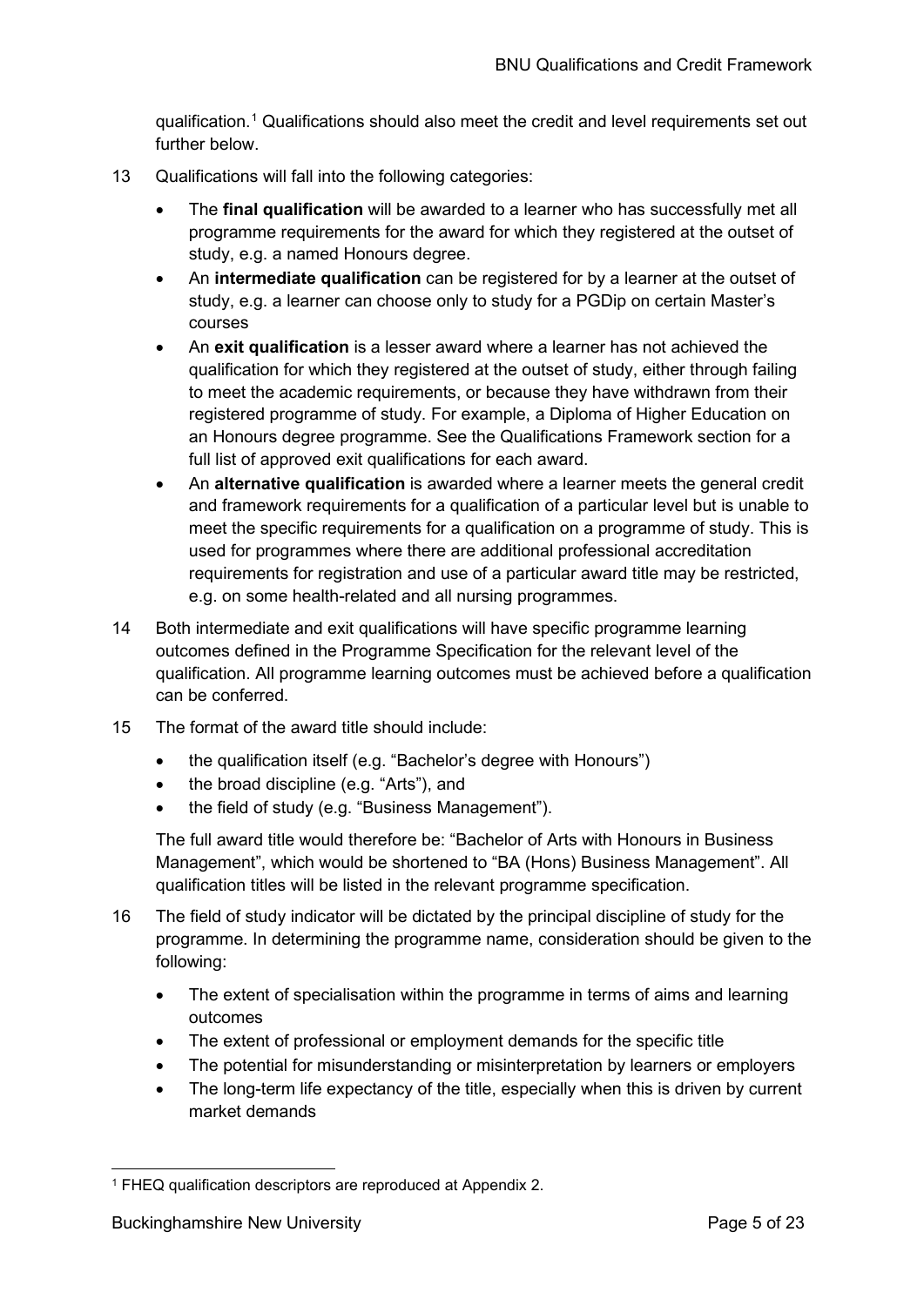qualification.[1] Qualifications should also meet the credit and level requirements set out further below.

13 Qualifications will fall into the following categories:

- The **final qualification** will be awarded to a learner who has successfully met all programme requirements for the award for which they registered at the outset of study, e.g. a named Honours degree.
- An **intermediate qualification** can be registered for by a learner at the outset of study, e.g. a learner can choose only to study for a PGDip on certain Master's courses
- An **exit qualification** is a lesser award where a learner has not achieved the qualification for which they registered at the outset of study, either through failing to meet the academic requirements, or because they have withdrawn from their registered programme of study. For example, a Diploma of Higher Education on an Honours degree programme. See the Qualifications Framework section for a full list of approved exit qualifications for each award.
- An **alternative qualification** is awarded where a learner meets the general credit and framework requirements for a qualification of a particular level but is unable to meet the specific requirements for a qualification on a programme of study. This is used for programmes where there are additional professional accreditation requirements for registration and use of a particular award title may be restricted, e.g. on some health-related and all nursing programmes.

14 Both intermediate and exit qualifications will have specific programme learning outcomes defined in the Programme Specification for the relevant level of the qualification. All programme learning outcomes must be achieved before a qualification can be conferred.

15 The format of the award title should include:

- the qualification itself (e.g. "Bachelor's degree with Honours")
- the broad discipline (e.g. "Arts"), and
- the field of study (e.g. "Business Management").

The full award title would therefore be: "Bachelor of Arts with Honours in Business Management", which would be shortened to "BA (Hons) Business Management". All qualification titles will be listed in the relevant programme specification.

16 The field of study indicator will be dictated by the principal discipline of study for the programme. In determining the programme name, consideration should be given to the following:

- The extent of specialisation within the programme in terms of aims and learning outcomes
- The extent of professional or employment demands for the specific title
- The potential for misunderstanding or misinterpretation by learners or employers
- The long-term life expectancy of the title, especially when this is driven by current market demands

[1] FHEQ qualification descriptors are reproduced at Appendix 2.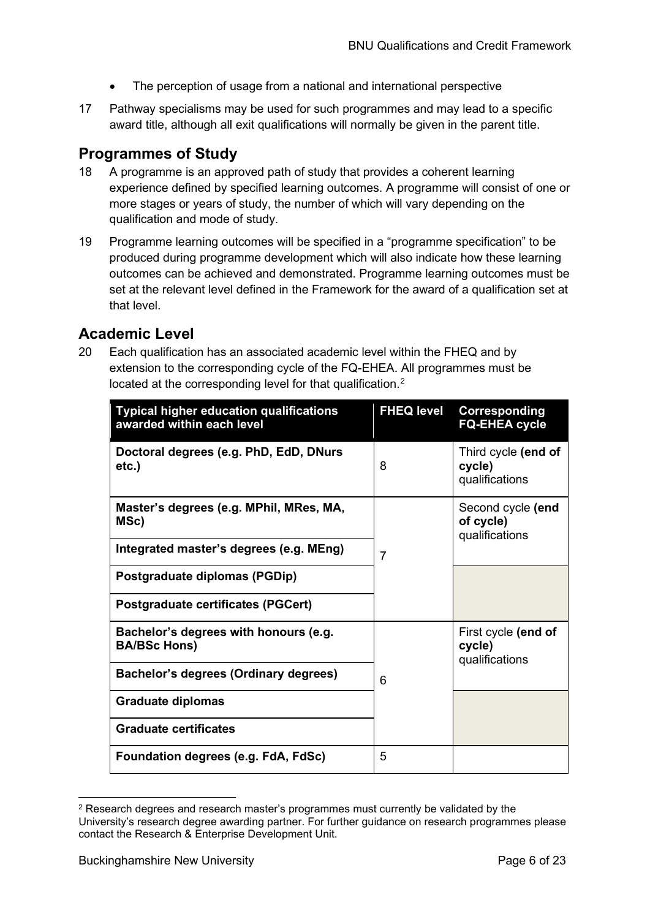- The perception of usage from a national and international perspective

17 Pathway specialisms may be used for such programmes and may lead to a specific award title, although all exit qualifications will normally be given in the parent title.

## Programmes of Study

18 A programme is an approved path of study that provides a coherent learning experience defined by specified learning outcomes. A programme will consist of one or more stages or years of study, the number of which will vary depending on the qualification and mode of study.

19 Programme learning outcomes will be specified in a "programme specification" to be produced during programme development which will also indicate how these learning outcomes can be achieved and demonstrated. Programme learning outcomes must be set at the relevant level defined in the Framework for the award of a qualification set at that level.

## Academic Level

20 Each qualification has an associated academic level within the FHEQ and by extension to the corresponding cycle of the FQ-EHEA. All programmes must be located at the corresponding level for that qualification.[2]

| Typical higher education qualifications awarded within each level | FHEQ level | Corresponding FQ-EHEA cycle |
|---|---|---|
| **Doctoral degrees (e.g. PhD, EdD, DNurs etc.)** | 8 | Third cycle **(end of cycle)** qualifications |
| **Master's degrees (e.g. MPhil, MRes, MA, MSc)** | 7 | Second cycle **(end of cycle)** qualifications |
| **Integrated master's degrees (e.g. MEng)** | | |
| **Postgraduate diplomas (PGDip)** | | |
| **Postgraduate certificates (PGCert)** | | |
| **Bachelor's degrees with honours (e.g. BA/BSc Hons)** | 6 | First cycle **(end of cycle)** qualifications |
| **Bachelor's degrees (Ordinary degrees)** | | |
| **Graduate diplomas** | | |
| **Graduate certificates** | | |
| **Foundation degrees (e.g. FdA, FdSc)** | 5 | |

[2] Research degrees and research master's programmes must currently be validated by the University's research degree awarding partner. For further guidance on research programmes please contact the Research & Enterprise Development Unit.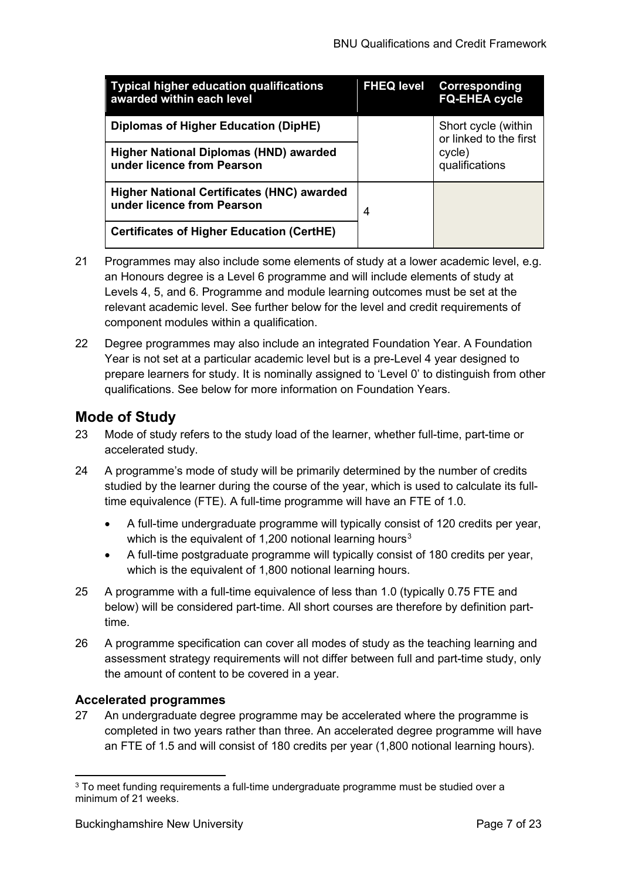| Typical higher education qualifications awarded within each level | FHEQ level | Corresponding FQ-EHEA cycle |
|---|---|---|
| **Diplomas of Higher Education (DipHE)** | | Short cycle (within or linked to the first cycle) qualifications |
| **Higher National Diplomas (HND) awarded under licence from Pearson** | | |
| **Higher National Certificates (HNC) awarded under licence from Pearson** | 4 | |
| **Certificates of Higher Education (CertHE)** | | |

21 Programmes may also include some elements of study at a lower academic level, e.g. an Honours degree is a Level 6 programme and will include elements of study at Levels 4, 5, and 6. Programme and module learning outcomes must be set at the relevant academic level. See further below for the level and credit requirements of component modules within a qualification.

22 Degree programmes may also include an integrated Foundation Year. A Foundation Year is not set at a particular academic level but is a pre-Level 4 year designed to prepare learners for study. It is nominally assigned to 'Level 0' to distinguish from other qualifications. See below for more information on Foundation Years.

## Mode of Study

23 Mode of study refers to the study load of the learner, whether full-time, part-time or accelerated study.

24 A programme's mode of study will be primarily determined by the number of credits studied by the learner during the course of the year, which is used to calculate its full-time equivalence (FTE). A full-time programme will have an FTE of 1.0.

- A full-time undergraduate programme will typically consist of 120 credits per year, which is the equivalent of 1,200 notional learning hours[3]
- A full-time postgraduate programme will typically consist of 180 credits per year, which is the equivalent of 1,800 notional learning hours.

25 A programme with a full-time equivalence of less than 1.0 (typically 0.75 FTE and below) will be considered part-time. All short courses are therefore by definition part-time.

26 A programme specification can cover all modes of study as the teaching learning and assessment strategy requirements will not differ between full and part-time study, only the amount of content to be covered in a year.

### Accelerated programmes

27 An undergraduate degree programme may be accelerated where the programme is completed in two years rather than three. An accelerated degree programme will have an FTE of 1.5 and will consist of 180 credits per year (1,800 notional learning hours).

[3] To meet funding requirements a full-time undergraduate programme must be studied over a minimum of 21 weeks.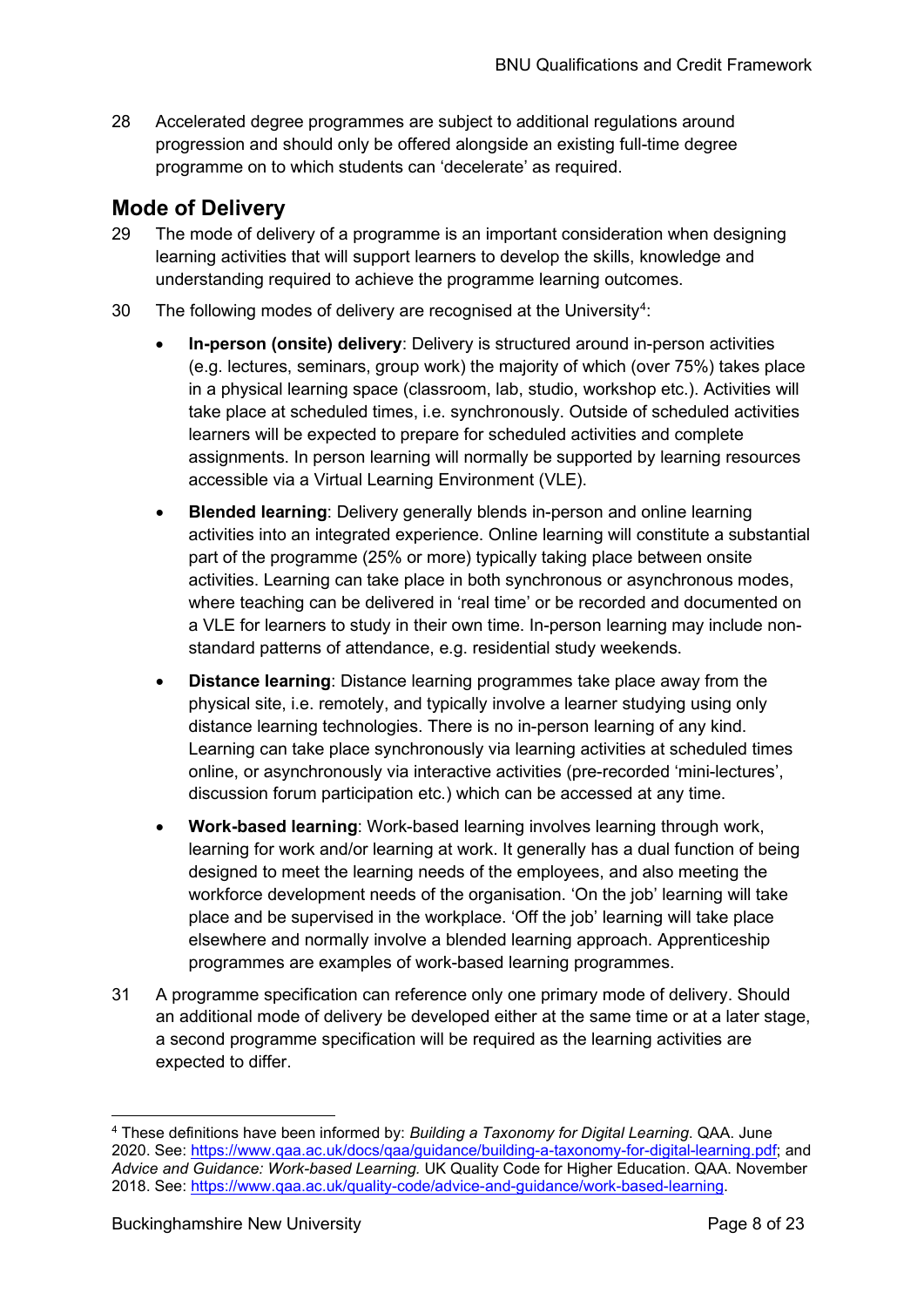28 Accelerated degree programmes are subject to additional regulations around progression and should only be offered alongside an existing full-time degree programme on to which students can 'decelerate' as required.

## Mode of Delivery

29 The mode of delivery of a programme is an important consideration when designing learning activities that will support learners to develop the skills, knowledge and understanding required to achieve the programme learning outcomes.

30 The following modes of delivery are recognised at the University[4]:

- **In-person (onsite) delivery**: Delivery is structured around in-person activities (e.g. lectures, seminars, group work) the majority of which (over 75%) takes place in a physical learning space (classroom, lab, studio, workshop etc.). Activities will take place at scheduled times, i.e. synchronously. Outside of scheduled activities learners will be expected to prepare for scheduled activities and complete assignments. In person learning will normally be supported by learning resources accessible via a Virtual Learning Environment (VLE).
- **Blended learning**: Delivery generally blends in-person and online learning activities into an integrated experience. Online learning will constitute a substantial part of the programme (25% or more) typically taking place between onsite activities. Learning can take place in both synchronous or asynchronous modes, where teaching can be delivered in 'real time' or be recorded and documented on a VLE for learners to study in their own time. In-person learning may include non-standard patterns of attendance, e.g. residential study weekends.
- **Distance learning**: Distance learning programmes take place away from the physical site, i.e. remotely, and typically involve a learner studying using only distance learning technologies. There is no in-person learning of any kind. Learning can take place synchronously via learning activities at scheduled times online, or asynchronously via interactive activities (pre-recorded 'mini-lectures', discussion forum participation etc.) which can be accessed at any time.
- **Work-based learning**: Work-based learning involves learning through work, learning for work and/or learning at work. It generally has a dual function of being designed to meet the learning needs of the employees, and also meeting the workforce development needs of the organisation. 'On the job' learning will take place and be supervised in the workplace. 'Off the job' learning will take place elsewhere and normally involve a blended learning approach. Apprenticeship programmes are examples of work-based learning programmes.

31 A programme specification can reference only one primary mode of delivery. Should an additional mode of delivery be developed either at the same time or at a later stage, a second programme specification will be required as the learning activities are expected to differ.

---

[4] These definitions have been informed by: *Building a Taxonomy for Digital Learning*. QAA. June 2020. See: https://www.qaa.ac.uk/docs/qaa/guidance/building-a-taxonomy-for-digital-learning.pdf; and *Advice and Guidance: Work-based Learning.* UK Quality Code for Higher Education. QAA. November 2018. See: https://www.qaa.ac.uk/quality-code/advice-and-guidance/work-based-learning.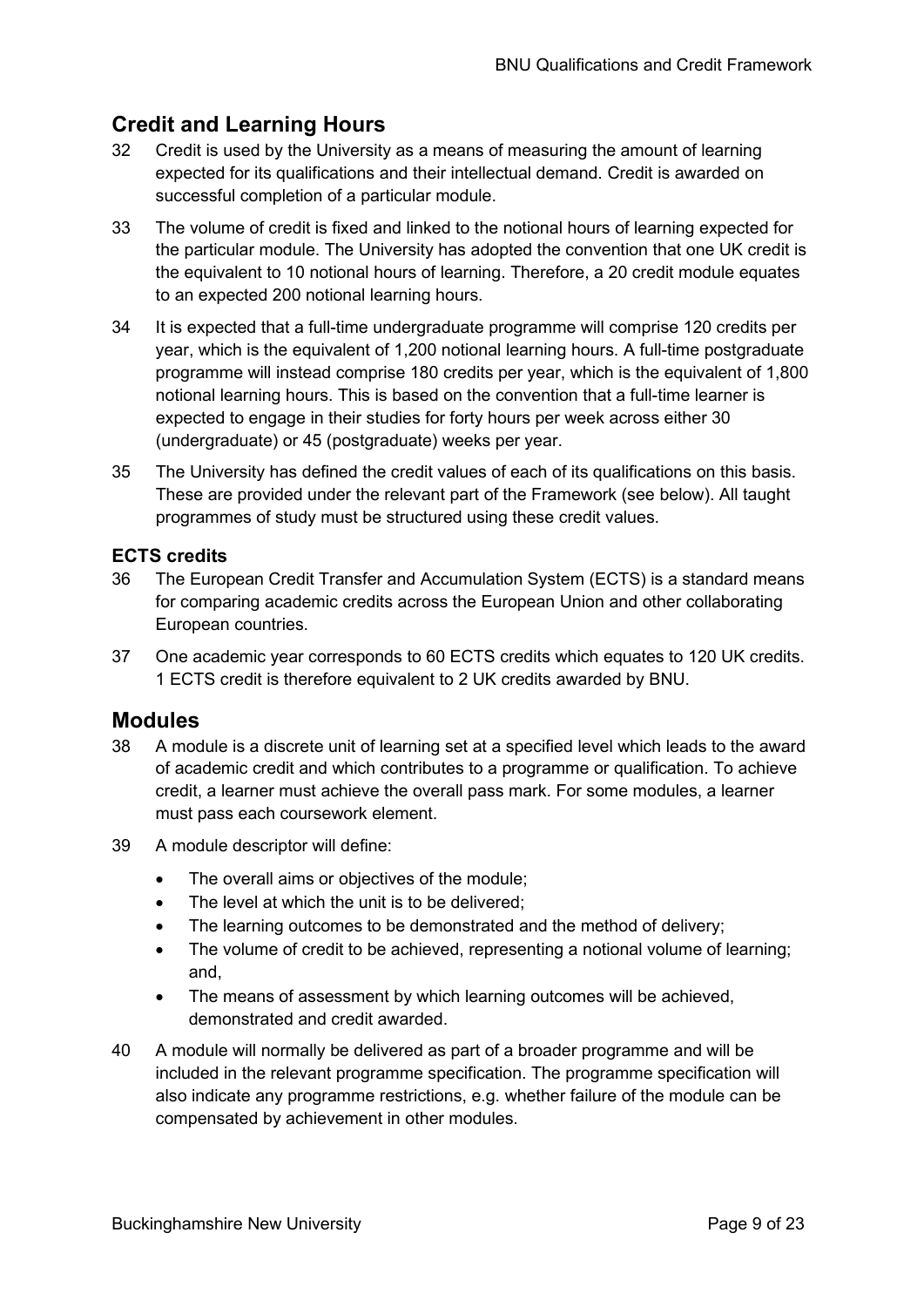## Credit and Learning Hours

32 Credit is used by the University as a means of measuring the amount of learning expected for its qualifications and their intellectual demand. Credit is awarded on successful completion of a particular module.

33 The volume of credit is fixed and linked to the notional hours of learning expected for the particular module. The University has adopted the convention that one UK credit is the equivalent to 10 notional hours of learning. Therefore, a 20 credit module equates to an expected 200 notional learning hours.

34 It is expected that a full-time undergraduate programme will comprise 120 credits per year, which is the equivalent of 1,200 notional learning hours. A full-time postgraduate programme will instead comprise 180 credits per year, which is the equivalent of 1,800 notional learning hours. This is based on the convention that a full-time learner is expected to engage in their studies for forty hours per week across either 30 (undergraduate) or 45 (postgraduate) weeks per year.

35 The University has defined the credit values of each of its qualifications on this basis. These are provided under the relevant part of the Framework (see below). All taught programmes of study must be structured using these credit values.

### ECTS credits

36 The European Credit Transfer and Accumulation System (ECTS) is a standard means for comparing academic credits across the European Union and other collaborating European countries.

37 One academic year corresponds to 60 ECTS credits which equates to 120 UK credits. 1 ECTS credit is therefore equivalent to 2 UK credits awarded by BNU.

## Modules

38 A module is a discrete unit of learning set at a specified level which leads to the award of academic credit and which contributes to a programme or qualification. To achieve credit, a learner must achieve the overall pass mark. For some modules, a learner must pass each coursework element.

39 A module descriptor will define:

- The overall aims or objectives of the module;
- The level at which the unit is to be delivered;
- The learning outcomes to be demonstrated and the method of delivery;
- The volume of credit to be achieved, representing a notional volume of learning; and,
- The means of assessment by which learning outcomes will be achieved, demonstrated and credit awarded.

40 A module will normally be delivered as part of a broader programme and will be included in the relevant programme specification. The programme specification will also indicate any programme restrictions, e.g. whether failure of the module can be compensated by achievement in other modules.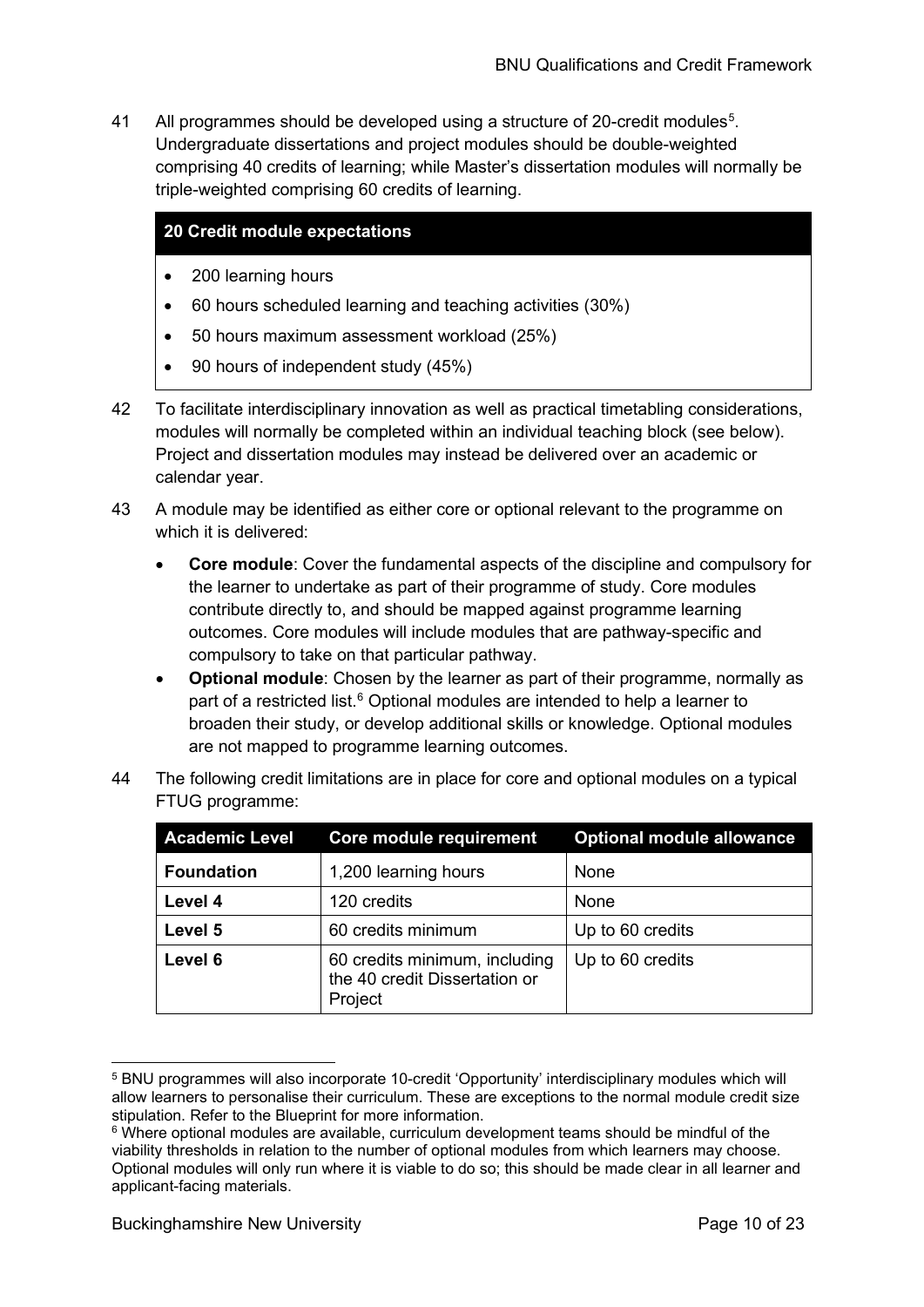41 All programmes should be developed using a structure of 20-credit modules[5]. Undergraduate dissertations and project modules should be double-weighted comprising 40 credits of learning; while Master's dissertation modules will normally be triple-weighted comprising 60 credits of learning.

| 20 Credit module expectations |
|---|
| • 200 learning hours<br>• 60 hours scheduled learning and teaching activities (30%)<br>• 50 hours maximum assessment workload (25%)<br>• 90 hours of independent study (45%) |

42 To facilitate interdisciplinary innovation as well as practical timetabling considerations, modules will normally be completed within an individual teaching block (see below). Project and dissertation modules may instead be delivered over an academic or calendar year.

43 A module may be identified as either core or optional relevant to the programme on which it is delivered:

- **Core module**: Cover the fundamental aspects of the discipline and compulsory for the learner to undertake as part of their programme of study. Core modules contribute directly to, and should be mapped against programme learning outcomes. Core modules will include modules that are pathway-specific and compulsory to take on that particular pathway.
- **Optional module**: Chosen by the learner as part of their programme, normally as part of a restricted list.[6] Optional modules are intended to help a learner to broaden their study, or develop additional skills or knowledge. Optional modules are not mapped to programme learning outcomes.

44 The following credit limitations are in place for core and optional modules on a typical FTUG programme:

| Academic Level | Core module requirement | Optional module allowance |
|---|---|---|
| **Foundation** | 1,200 learning hours | None |
| **Level 4** | 120 credits | None |
| **Level 5** | 60 credits minimum | Up to 60 credits |
| **Level 6** | 60 credits minimum, including the 40 credit Dissertation or Project | Up to 60 credits |

[5] BNU programmes will also incorporate 10-credit 'Opportunity' interdisciplinary modules which will allow learners to personalise their curriculum. These are exceptions to the normal module credit size stipulation. Refer to the Blueprint for more information.

[6] Where optional modules are available, curriculum development teams should be mindful of the viability thresholds in relation to the number of optional modules from which learners may choose. Optional modules will only run where it is viable to do so; this should be made clear in all learner and applicant-facing materials.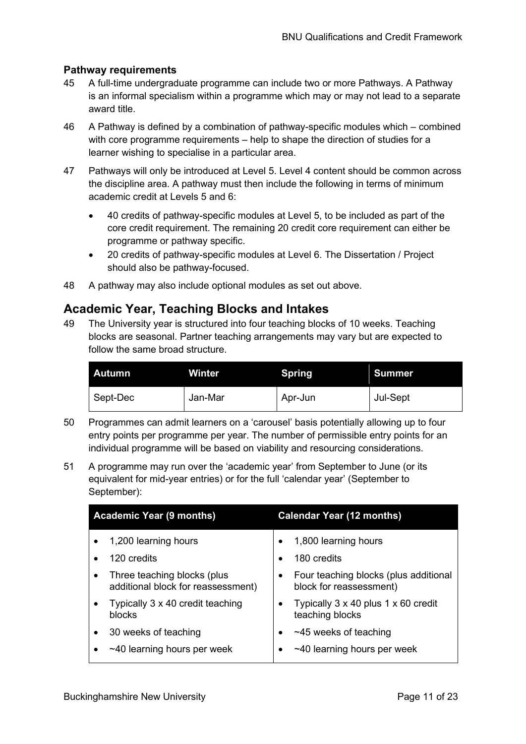### Pathway requirements

45 A full-time undergraduate programme can include two or more Pathways. A Pathway is an informal specialism within a programme which may or may not lead to a separate award title.

46 A Pathway is defined by a combination of pathway-specific modules which – combined with core programme requirements – help to shape the direction of studies for a learner wishing to specialise in a particular area.

47 Pathways will only be introduced at Level 5. Level 4 content should be common across the discipline area. A pathway must then include the following in terms of minimum academic credit at Levels 5 and 6:

- 40 credits of pathway-specific modules at Level 5, to be included as part of the core credit requirement. The remaining 20 credit core requirement can either be programme or pathway specific.
- 20 credits of pathway-specific modules at Level 6. The Dissertation / Project should also be pathway-focused.

48 A pathway may also include optional modules as set out above.

## Academic Year, Teaching Blocks and Intakes

49 The University year is structured into four teaching blocks of 10 weeks. Teaching blocks are seasonal. Partner teaching arrangements may vary but are expected to follow the same broad structure.

| Autumn | Winter | Spring | Summer |
|---|---|---|---|
| Sept-Dec | Jan-Mar | Apr-Jun | Jul-Sept |

50 Programmes can admit learners on a 'carousel' basis potentially allowing up to four entry points per programme per year. The number of permissible entry points for an individual programme will be based on viability and resourcing considerations.

51 A programme may run over the 'academic year' from September to June (or its equivalent for mid-year entries) or for the full 'calendar year' (September to September):

| Academic Year (9 months) | Calendar Year (12 months) |
|---|---|
| • 1,200 learning hours | • 1,800 learning hours |
| • 120 credits | • 180 credits |
| • Three teaching blocks (plus additional block for reassessment) | • Four teaching blocks (plus additional block for reassessment) |
| • Typically 3 x 40 credit teaching blocks | • Typically 3 x 40 plus 1 x 60 credit teaching blocks |
| • 30 weeks of teaching | • ~45 weeks of teaching |
| • ~40 learning hours per week | • ~40 learning hours per week |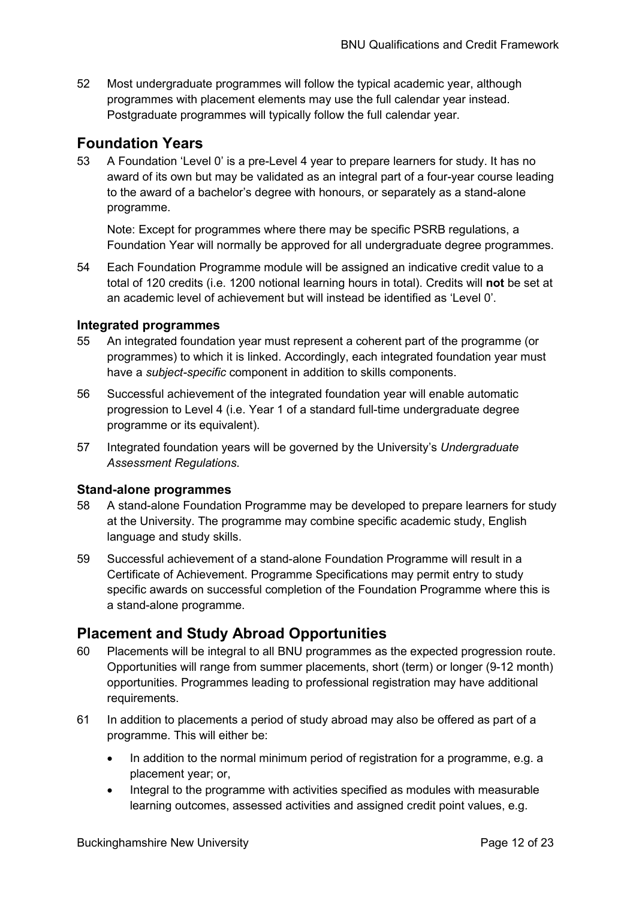52 Most undergraduate programmes will follow the typical academic year, although programmes with placement elements may use the full calendar year instead. Postgraduate programmes will typically follow the full calendar year.

## Foundation Years

53 A Foundation 'Level 0' is a pre-Level 4 year to prepare learners for study. It has no award of its own but may be validated as an integral part of a four-year course leading to the award of a bachelor's degree with honours, or separately as a stand-alone programme.

Note: Except for programmes where there may be specific PSRB regulations, a Foundation Year will normally be approved for all undergraduate degree programmes.

54 Each Foundation Programme module will be assigned an indicative credit value to a total of 120 credits (i.e. 1200 notional learning hours in total). Credits will **not** be set at an academic level of achievement but will instead be identified as 'Level 0'.

### Integrated programmes

55 An integrated foundation year must represent a coherent part of the programme (or programmes) to which it is linked. Accordingly, each integrated foundation year must have a *subject-specific* component in addition to skills components.

56 Successful achievement of the integrated foundation year will enable automatic progression to Level 4 (i.e. Year 1 of a standard full-time undergraduate degree programme or its equivalent).

57 Integrated foundation years will be governed by the University's *Undergraduate Assessment Regulations*.

### Stand-alone programmes

58 A stand-alone Foundation Programme may be developed to prepare learners for study at the University. The programme may combine specific academic study, English language and study skills.

59 Successful achievement of a stand-alone Foundation Programme will result in a Certificate of Achievement. Programme Specifications may permit entry to study specific awards on successful completion of the Foundation Programme where this is a stand-alone programme.

## Placement and Study Abroad Opportunities

60 Placements will be integral to all BNU programmes as the expected progression route. Opportunities will range from summer placements, short (term) or longer (9-12 month) opportunities. Programmes leading to professional registration may have additional requirements.

61 In addition to placements a period of study abroad may also be offered as part of a programme. This will either be:

- In addition to the normal minimum period of registration for a programme, e.g. a placement year; or,
- Integral to the programme with activities specified as modules with measurable learning outcomes, assessed activities and assigned credit point values, e.g.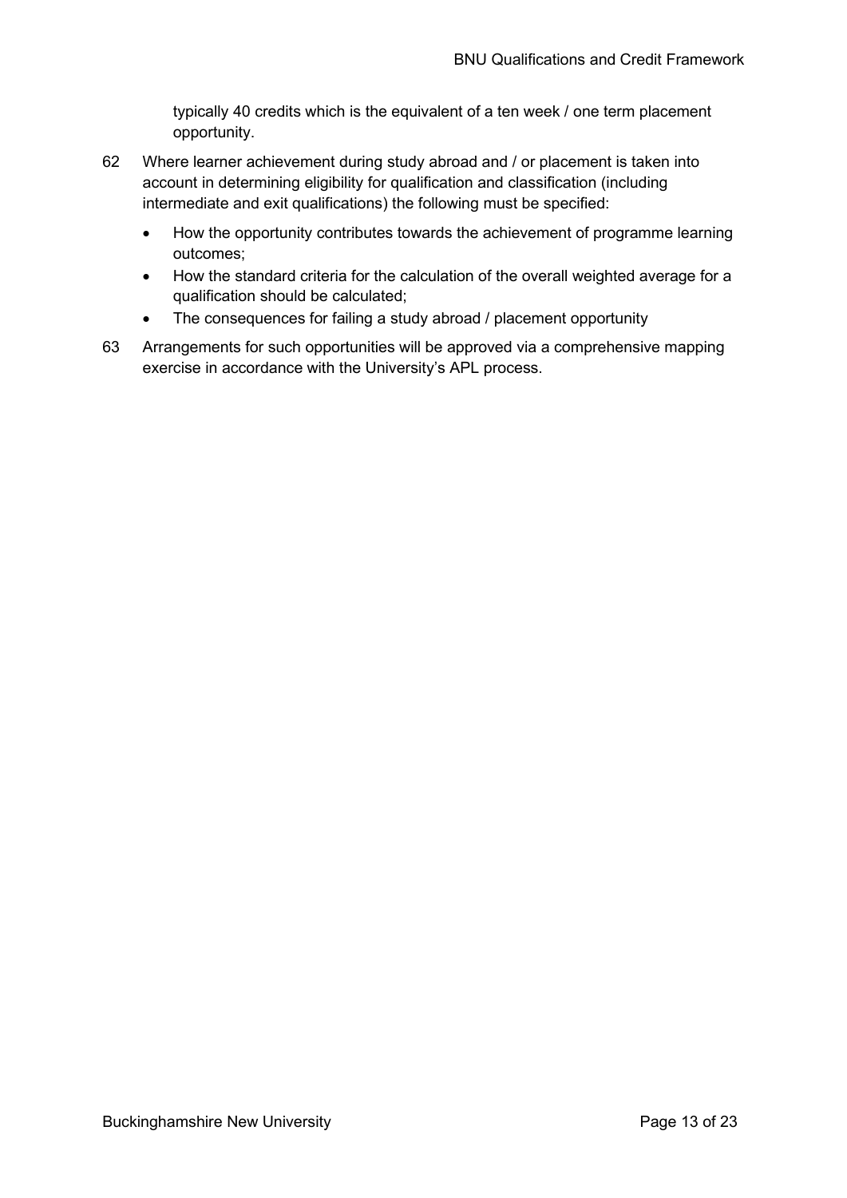typically 40 credits which is the equivalent of a ten week / one term placement opportunity.

62 Where learner achievement during study abroad and / or placement is taken into account in determining eligibility for qualification and classification (including intermediate and exit qualifications) the following must be specified:

- How the opportunity contributes towards the achievement of programme learning outcomes;
- How the standard criteria for the calculation of the overall weighted average for a qualification should be calculated;
- The consequences for failing a study abroad / placement opportunity

63 Arrangements for such opportunities will be approved via a comprehensive mapping exercise in accordance with the University's APL process.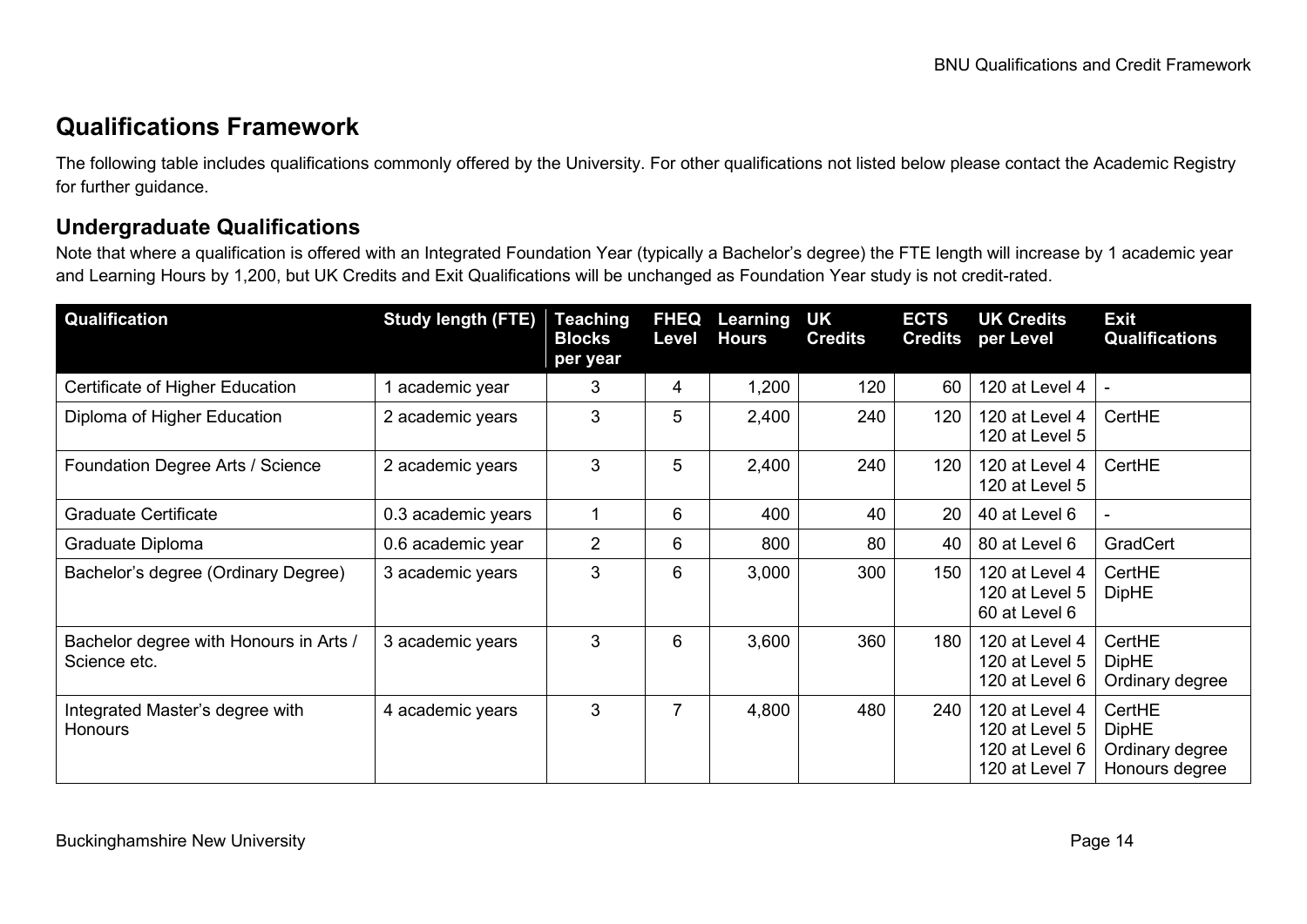## Qualifications Framework

The following table includes qualifications commonly offered by the University. For other qualifications not listed below please contact the Academic Registry for further guidance.

### Undergraduate Qualifications

Note that where a qualification is offered with an Integrated Foundation Year (typically a Bachelor's degree) the FTE length will increase by 1 academic year and Learning Hours by 1,200, but UK Credits and Exit Qualifications will be unchanged as Foundation Year study is not credit-rated.

| Qualification | Study length (FTE) | Teaching Blocks per year | FHEQ Level | Learning Hours | UK Credits | ECTS Credits | UK Credits per Level | Exit Qualifications |
|---|---|---|---|---|---|---|---|---|
| Certificate of Higher Education | 1 academic year | 3 | 4 | 1,200 | 120 | 60 | 120 at Level 4 | - |
| Diploma of Higher Education | 2 academic years | 3 | 5 | 2,400 | 240 | 120 | 120 at Level 4<br>120 at Level 5 | CertHE |
| Foundation Degree Arts / Science | 2 academic years | 3 | 5 | 2,400 | 240 | 120 | 120 at Level 4<br>120 at Level 5 | CertHE |
| Graduate Certificate | 0.3 academic years | 1 | 6 | 400 | 40 | 20 | 40 at Level 6 | - |
| Graduate Diploma | 0.6 academic year | 2 | 6 | 800 | 80 | 40 | 80 at Level 6 | GradCert |
| Bachelor's degree (Ordinary Degree) | 3 academic years | 3 | 6 | 3,000 | 300 | 150 | 120 at Level 4<br>120 at Level 5<br>60 at Level 6 | CertHE<br>DipHE |
| Bachelor degree with Honours in Arts / Science etc. | 3 academic years | 3 | 6 | 3,600 | 360 | 180 | 120 at Level 4<br>120 at Level 5<br>120 at Level 6 | CertHE<br>DipHE<br>Ordinary degree |
| Integrated Master's degree with Honours | 4 academic years | 3 | 7 | 4,800 | 480 | 240 | 120 at Level 4<br>120 at Level 5<br>120 at Level 6<br>120 at Level 7 | CertHE<br>DipHE<br>Ordinary degree<br>Honours degree |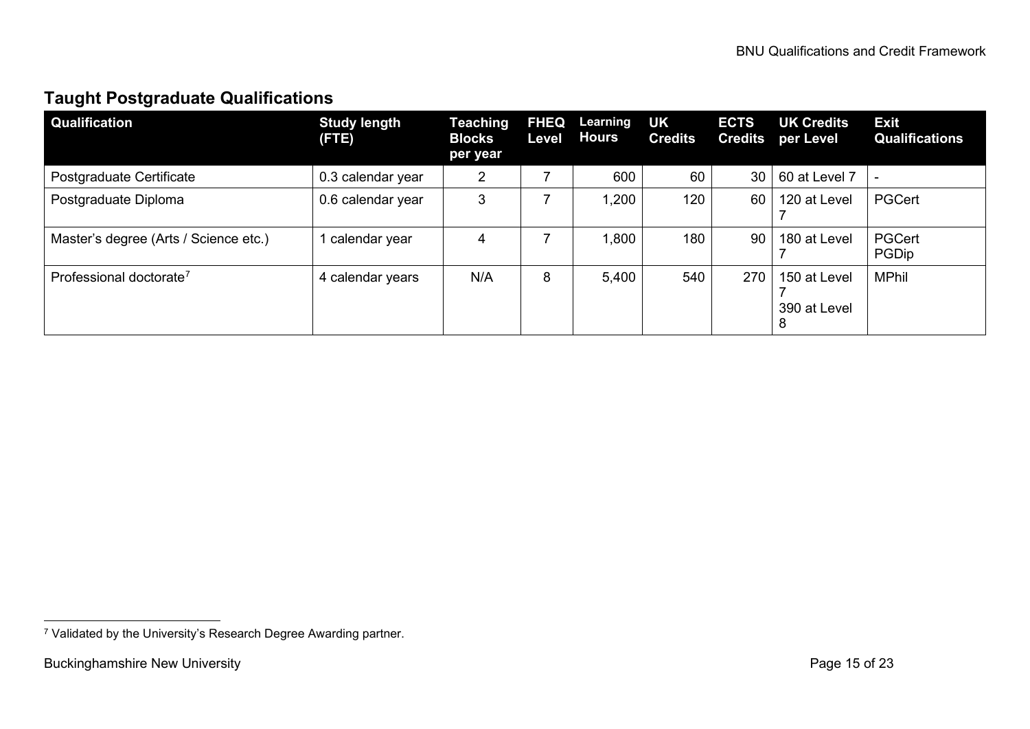## Taught Postgraduate Qualifications

| Qualification | Study length (FTE) | Teaching Blocks per year | FHEQ Level | Learning Hours | UK Credits | ECTS Credits | UK Credits per Level | Exit Qualifications |
|---|---|---|---|---|---|---|---|---|
| Postgraduate Certificate | 0.3 calendar year | 2 | 7 | 600 | 60 | 30 | 60 at Level 7 | - |
| Postgraduate Diploma | 0.6 calendar year | 3 | 7 | 1,200 | 120 | 60 | 120 at Level 7 | PGCert |
| Master's degree (Arts / Science etc.) | 1 calendar year | 4 | 7 | 1,800 | 180 | 90 | 180 at Level 7 | PGCert PGDip |
| Professional doctorate[7] | 4 calendar years | N/A | 8 | 5,400 | 540 | 270 | 150 at Level 7 390 at Level 8 | MPhil |

[7] Validated by the University's Research Degree Awarding partner.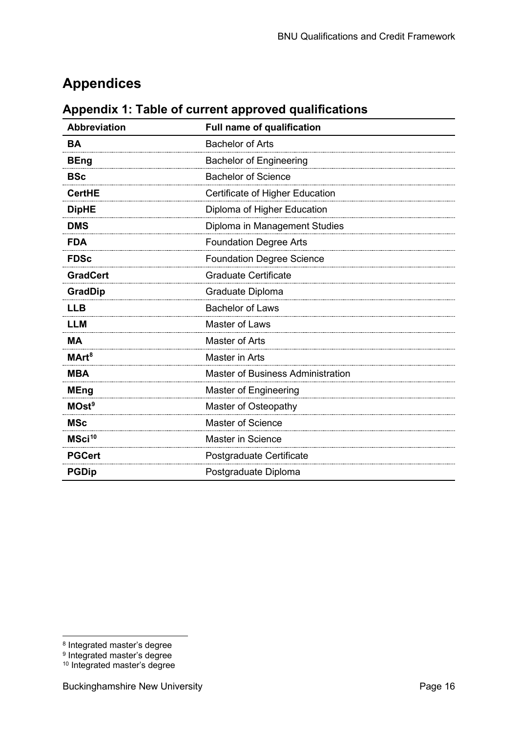# Appendices

## Appendix 1: Table of current approved qualifications

| Abbreviation | Full name of qualification |
|---|---|
| **BA** | Bachelor of Arts |
| **BEng** | Bachelor of Engineering |
| **BSc** | Bachelor of Science |
| **CertHE** | Certificate of Higher Education |
| **DipHE** | Diploma of Higher Education |
| **DMS** | Diploma in Management Studies |
| **FDA** | Foundation Degree Arts |
| **FDSc** | Foundation Degree Science |
| **GradCert** | Graduate Certificate |
| **GradDip** | Graduate Diploma |
| **LLB** | Bachelor of Laws |
| **LLM** | Master of Laws |
| **MA** | Master of Arts |
| **MArt**[8] | Master in Arts |
| **MBA** | Master of Business Administration |
| **MEng** | Master of Engineering |
| **MOst**[9] | Master of Osteopathy |
| **MSc** | Master of Science |
| **MSci**[10] | Master in Science |
| **PGCert** | Postgraduate Certificate |
| **PGDip** | Postgraduate Diploma |

[8] Integrated master's degree

[9] Integrated master's degree

[10] Integrated master's degree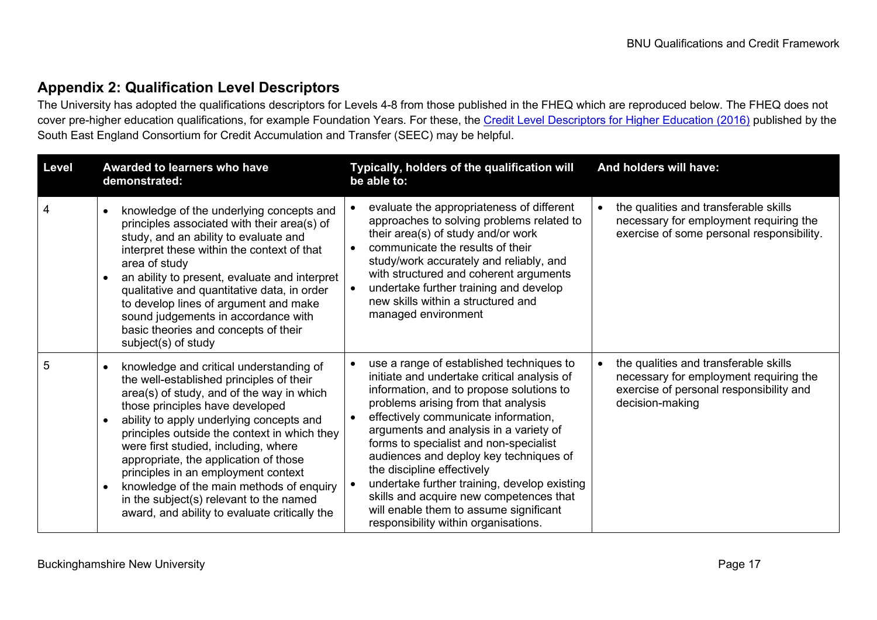## Appendix 2: Qualification Level Descriptors

The University has adopted the qualifications descriptors for Levels 4-8 from those published in the FHEQ which are reproduced below. The FHEQ does not cover pre-higher education qualifications, for example Foundation Years. For these, the [Credit Level Descriptors for Higher Education (2016)]() published by the South East England Consortium for Credit Accumulation and Transfer (SEEC) may be helpful.

| Level | Awarded to learners who have demonstrated: | Typically, holders of the qualification will be able to: | And holders will have: |
|---|---|---|---|
| 4 | • knowledge of the underlying concepts and principles associated with their area(s) of study, and an ability to evaluate and interpret these within the context of that area of study<br>• an ability to present, evaluate and interpret qualitative and quantitative data, in order to develop lines of argument and make sound judgements in accordance with basic theories and concepts of their subject(s) of study | • evaluate the appropriateness of different approaches to solving problems related to their area(s) of study and/or work<br>• communicate the results of their study/work accurately and reliably, and with structured and coherent arguments<br>• undertake further training and develop new skills within a structured and managed environment | • the qualities and transferable skills necessary for employment requiring the exercise of some personal responsibility. |
| 5 | • knowledge and critical understanding of the well-established principles of their area(s) of study, and of the way in which those principles have developed<br>• ability to apply underlying concepts and principles outside the context in which they were first studied, including, where appropriate, the application of those principles in an employment context<br>• knowledge of the main methods of enquiry in the subject(s) relevant to the named award, and ability to evaluate critically the | • use a range of established techniques to initiate and undertake critical analysis of information, and to propose solutions to problems arising from that analysis<br>• effectively communicate information, arguments and analysis in a variety of forms to specialist and non-specialist audiences and deploy key techniques of the discipline effectively<br>• undertake further training, develop existing skills and acquire new competences that will enable them to assume significant responsibility within organisations. | • the qualities and transferable skills necessary for employment requiring the exercise of personal responsibility and decision-making |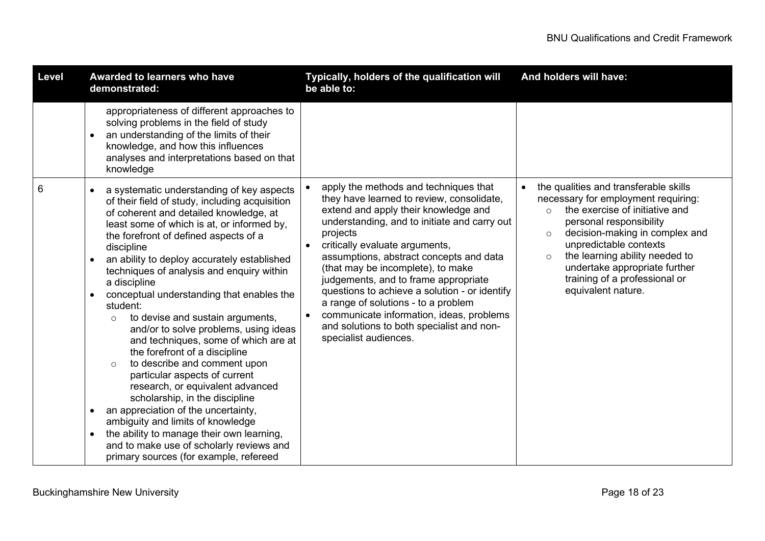| Level | Awarded to learners who have demonstrated: | Typically, holders of the qualification will be able to: | And holders will have: |
| --- | --- | --- | --- |
| | appropriateness of different approaches to solving problems in the field of study<br>• an understanding of the limits of their knowledge, and how this influences analyses and interpretations based on that knowledge | | |
| 6 | • a systematic understanding of key aspects of their field of study, including acquisition of coherent and detailed knowledge, at least some of which is at, or informed by, the forefront of defined aspects of a discipline<br>• an ability to deploy accurately established techniques of analysis and enquiry within a discipline<br>• conceptual understanding that enables the student:<br>  ○ to devise and sustain arguments, and/or to solve problems, using ideas and techniques, some of which are at the forefront of a discipline<br>  ○ to describe and comment upon particular aspects of current research, or equivalent advanced scholarship, in the discipline<br>• an appreciation of the uncertainty, ambiguity and limits of knowledge<br>• the ability to manage their own learning, and to make use of scholarly reviews and primary sources (for example, refereed | • apply the methods and techniques that they have learned to review, consolidate, extend and apply their knowledge and understanding, and to initiate and carry out projects<br>• critically evaluate arguments, assumptions, abstract concepts and data (that may be incomplete), to make judgements, and to frame appropriate questions to achieve a solution - or identify a range of solutions - to a problem<br>• communicate information, ideas, problems and solutions to both specialist and non-specialist audiences. | • the qualities and transferable skills necessary for employment requiring:<br>  ○ the exercise of initiative and personal responsibility<br>  ○ decision-making in complex and unpredictable contexts<br>  ○ the learning ability needed to undertake appropriate further training of a professional or equivalent nature. |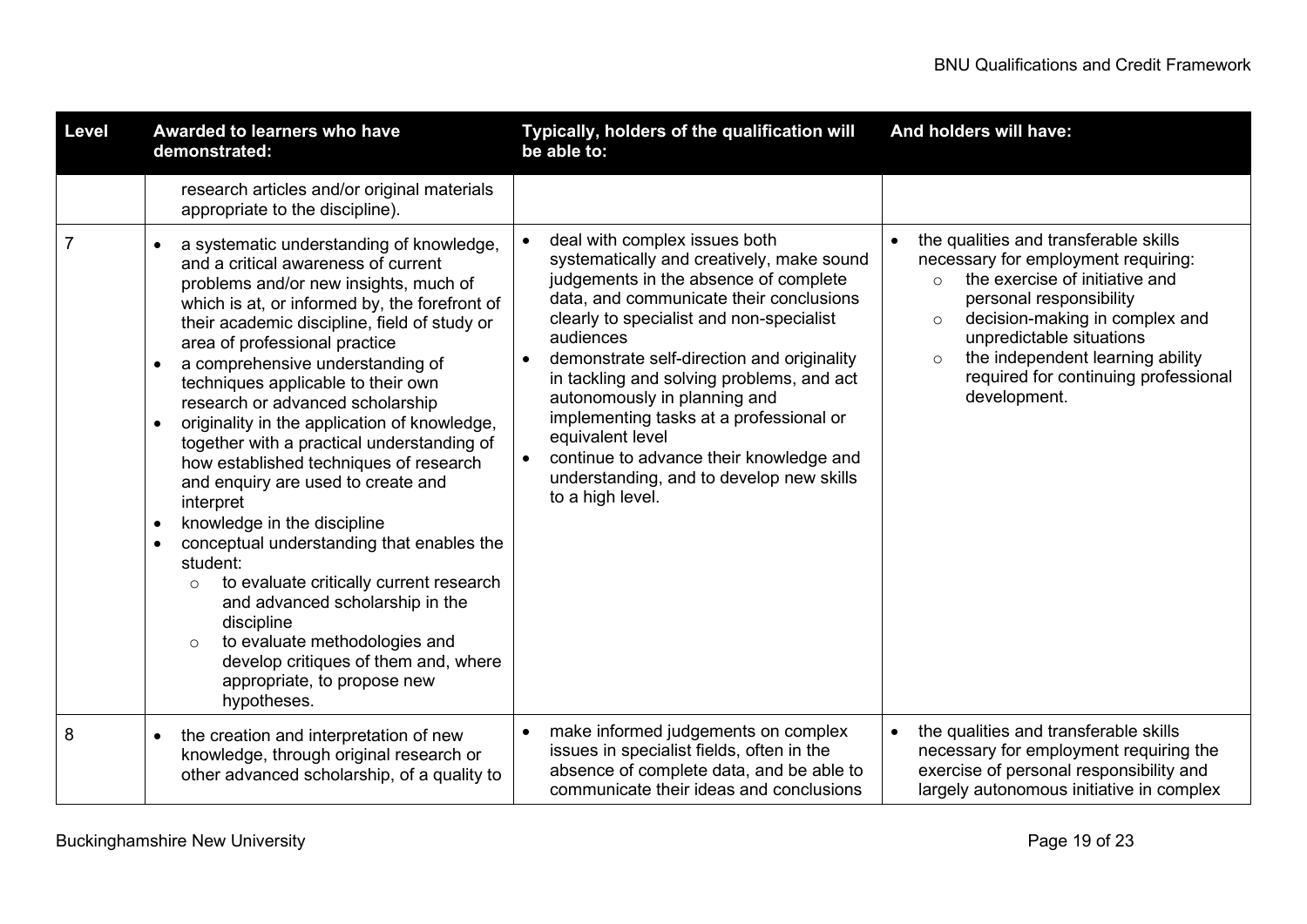| Level | Awarded to learners who have demonstrated: | Typically, holders of the qualification will be able to: | And holders will have: |
|---|---|---|---|
| | research articles and/or original materials appropriate to the discipline). | | |
| 7 | • a systematic understanding of knowledge, and a critical awareness of current problems and/or new insights, much of which is at, or informed by, the forefront of their academic discipline, field of study or area of professional practice<br>• a comprehensive understanding of techniques applicable to their own research or advanced scholarship<br>• originality in the application of knowledge, together with a practical understanding of how established techniques of research and enquiry are used to create and interpret<br>• knowledge in the discipline<br>• conceptual understanding that enables the student:<br>&nbsp;&nbsp;&nbsp;&nbsp;○ to evaluate critically current research and advanced scholarship in the discipline<br>&nbsp;&nbsp;&nbsp;&nbsp;○ to evaluate methodologies and develop critiques of them and, where appropriate, to propose new hypotheses. | • deal with complex issues both systematically and creatively, make sound judgements in the absence of complete data, and communicate their conclusions clearly to specialist and non-specialist audiences<br>• demonstrate self-direction and originality in tackling and solving problems, and act autonomously in planning and implementing tasks at a professional or equivalent level<br>• continue to advance their knowledge and understanding, and to develop new skills to a high level. | • the qualities and transferable skills necessary for employment requiring:<br>&nbsp;&nbsp;&nbsp;&nbsp;○ the exercise of initiative and personal responsibility<br>&nbsp;&nbsp;&nbsp;&nbsp;○ decision-making in complex and unpredictable situations<br>&nbsp;&nbsp;&nbsp;&nbsp;○ the independent learning ability required for continuing professional development. |
| 8 | • the creation and interpretation of new knowledge, through original research or other advanced scholarship, of a quality to | • make informed judgements on complex issues in specialist fields, often in the absence of complete data, and be able to communicate their ideas and conclusions | • the qualities and transferable skills necessary for employment requiring the exercise of personal responsibility and largely autonomous initiative in complex |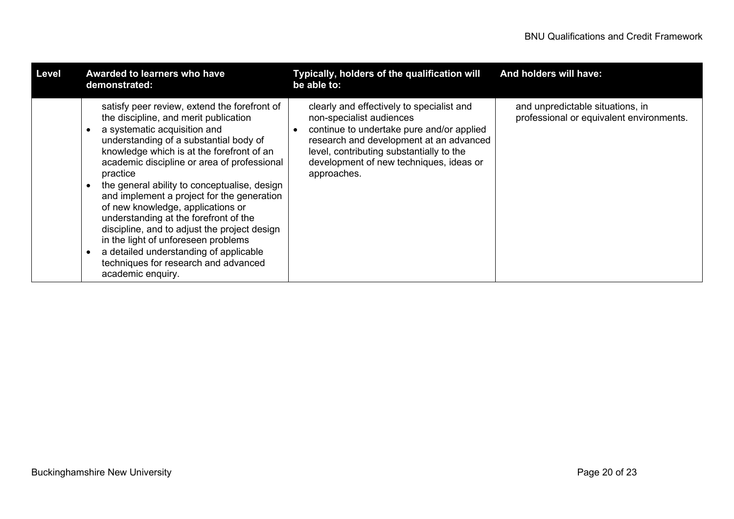| Level | Awarded to learners who have demonstrated: | Typically, holders of the qualification will be able to: | And holders will have: |
|---|---|---|---|
| | satisfy peer review, extend the forefront of the discipline, and merit publication<br>• a systematic acquisition and understanding of a substantial body of knowledge which is at the forefront of an academic discipline or area of professional practice<br>• the general ability to conceptualise, design and implement a project for the generation of new knowledge, applications or understanding at the forefront of the discipline, and to adjust the project design in the light of unforeseen problems<br>• a detailed understanding of applicable techniques for research and advanced academic enquiry. | clearly and effectively to specialist and non-specialist audiences<br>• continue to undertake pure and/or applied research and development at an advanced level, contributing substantially to the development of new techniques, ideas or approaches. | and unpredictable situations, in professional or equivalent environments. |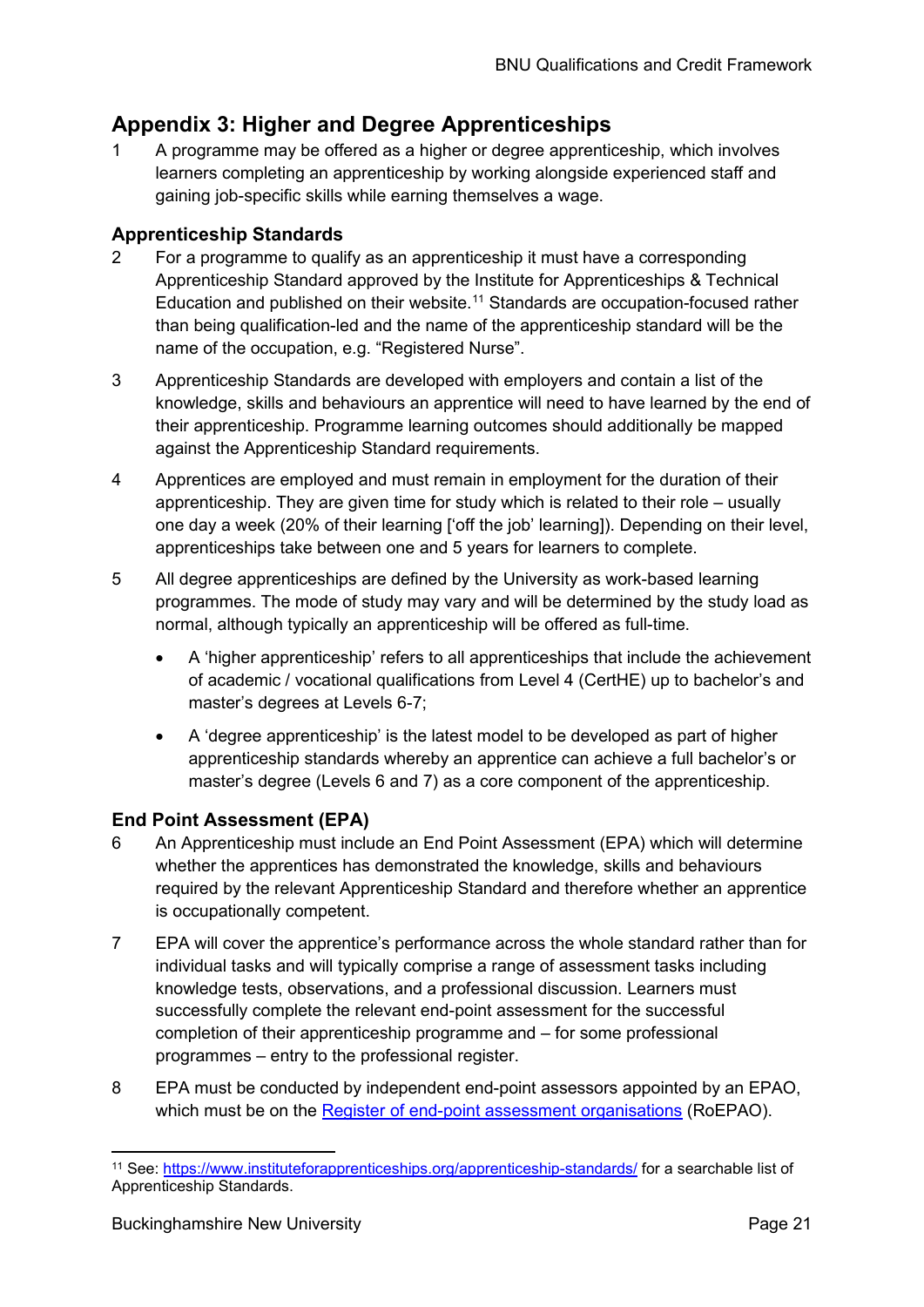## Appendix 3: Higher and Degree Apprenticeships

1 A programme may be offered as a higher or degree apprenticeship, which involves learners completing an apprenticeship by working alongside experienced staff and gaining job-specific skills while earning themselves a wage.

### Apprenticeship Standards

2 For a programme to qualify as an apprenticeship it must have a corresponding Apprenticeship Standard approved by the Institute for Apprenticeships & Technical Education and published on their website.[11] Standards are occupation-focused rather than being qualification-led and the name of the apprenticeship standard will be the name of the occupation, e.g. "Registered Nurse".

3 Apprenticeship Standards are developed with employers and contain a list of the knowledge, skills and behaviours an apprentice will need to have learned by the end of their apprenticeship. Programme learning outcomes should additionally be mapped against the Apprenticeship Standard requirements.

4 Apprentices are employed and must remain in employment for the duration of their apprenticeship. They are given time for study which is related to their role – usually one day a week (20% of their learning ['off the job' learning]). Depending on their level, apprenticeships take between one and 5 years for learners to complete.

5 All degree apprenticeships are defined by the University as work-based learning programmes. The mode of study may vary and will be determined by the study load as normal, although typically an apprenticeship will be offered as full-time.

- A 'higher apprenticeship' refers to all apprenticeships that include the achievement of academic / vocational qualifications from Level 4 (CertHE) up to bachelor's and master's degrees at Levels 6-7;
- A 'degree apprenticeship' is the latest model to be developed as part of higher apprenticeship standards whereby an apprentice can achieve a full bachelor's or master's degree (Levels 6 and 7) as a core component of the apprenticeship.

### End Point Assessment (EPA)

6 An Apprenticeship must include an End Point Assessment (EPA) which will determine whether the apprentices has demonstrated the knowledge, skills and behaviours required by the relevant Apprenticeship Standard and therefore whether an apprentice is occupationally competent.

7 EPA will cover the apprentice's performance across the whole standard rather than for individual tasks and will typically comprise a range of assessment tasks including knowledge tests, observations, and a professional discussion. Learners must successfully complete the relevant end-point assessment for the successful completion of their apprenticeship programme and – for some professional programmes – entry to the professional register.

8 EPA must be conducted by independent end-point assessors appointed by an EPAO, which must be on the [Register of end-point assessment organisations](#) (RoEPAO).

---

[11] See: https://www.instituteforapprenticeships.org/apprenticeship-standards/ for a searchable list of Apprenticeship Standards.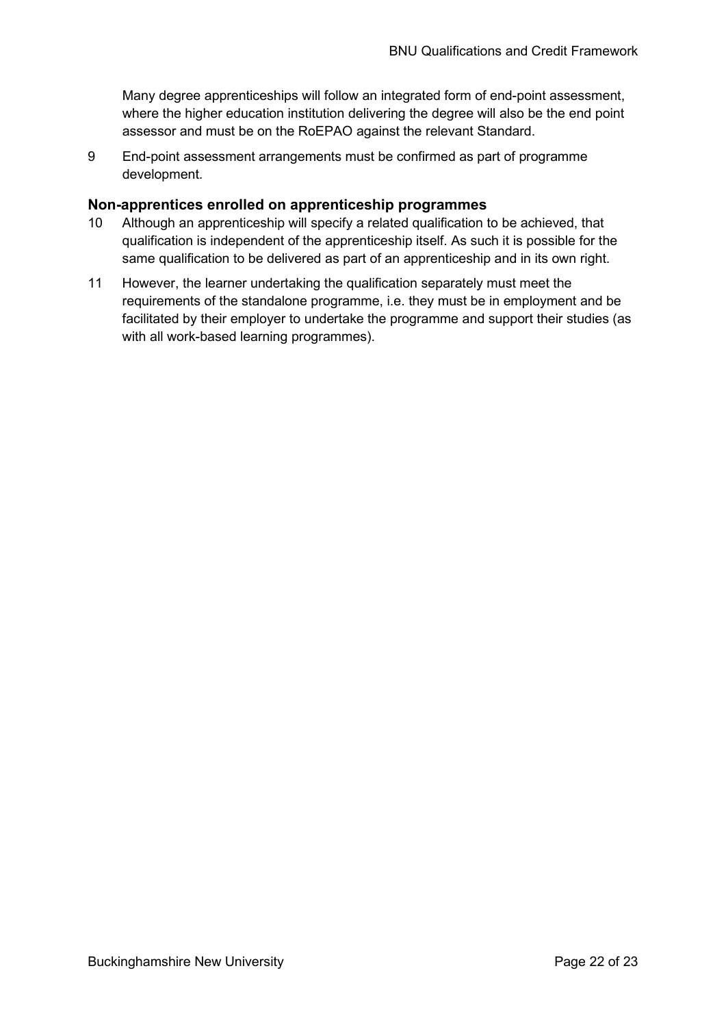Many degree apprenticeships will follow an integrated form of end-point assessment, where the higher education institution delivering the degree will also be the end point assessor and must be on the RoEPAO against the relevant Standard.

9 End-point assessment arrangements must be confirmed as part of programme development.

### Non-apprentices enrolled on apprenticeship programmes

10 Although an apprenticeship will specify a related qualification to be achieved, that qualification is independent of the apprenticeship itself. As such it is possible for the same qualification to be delivered as part of an apprenticeship and in its own right.

11 However, the learner undertaking the qualification separately must meet the requirements of the standalone programme, i.e. they must be in employment and be facilitated by their employer to undertake the programme and support their studies (as with all work-based learning programmes).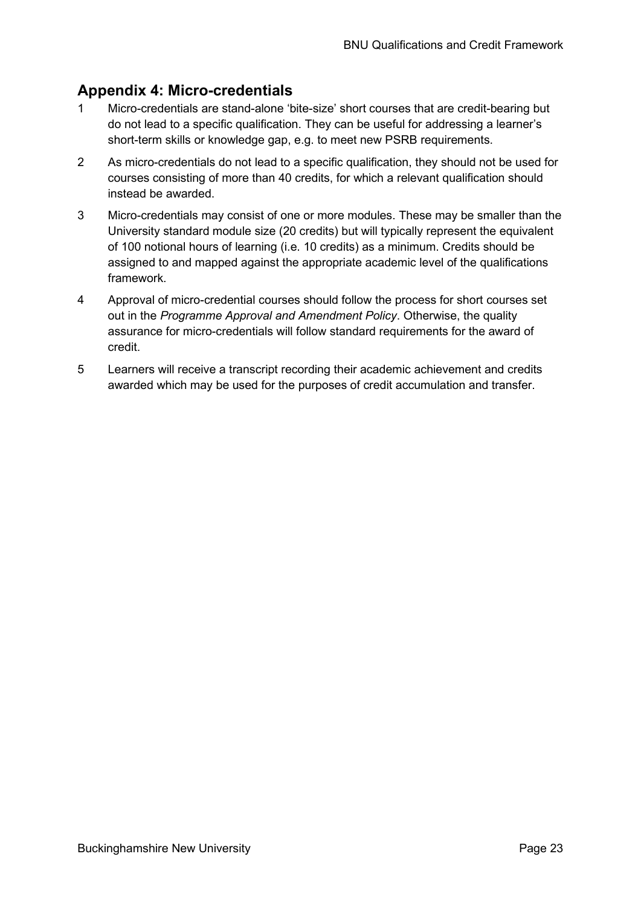## Appendix 4: Micro-credentials

1. Micro-credentials are stand-alone ‘bite-size’ short courses that are credit-bearing but do not lead to a specific qualification. They can be useful for addressing a learner’s short-term skills or knowledge gap, e.g. to meet new PSRB requirements.
2. As micro-credentials do not lead to a specific qualification, they should not be used for courses consisting of more than 40 credits, for which a relevant qualification should instead be awarded.
3. Micro-credentials may consist of one or more modules. These may be smaller than the University standard module size (20 credits) but will typically represent the equivalent of 100 notional hours of learning (i.e. 10 credits) as a minimum. Credits should be assigned to and mapped against the appropriate academic level of the qualifications framework.
4. Approval of micro-credential courses should follow the process for short courses set out in the *Programme Approval and Amendment Policy*. Otherwise, the quality assurance for micro-credentials will follow standard requirements for the award of credit.
5. Learners will receive a transcript recording their academic achievement and credits awarded which may be used for the purposes of credit accumulation and transfer.